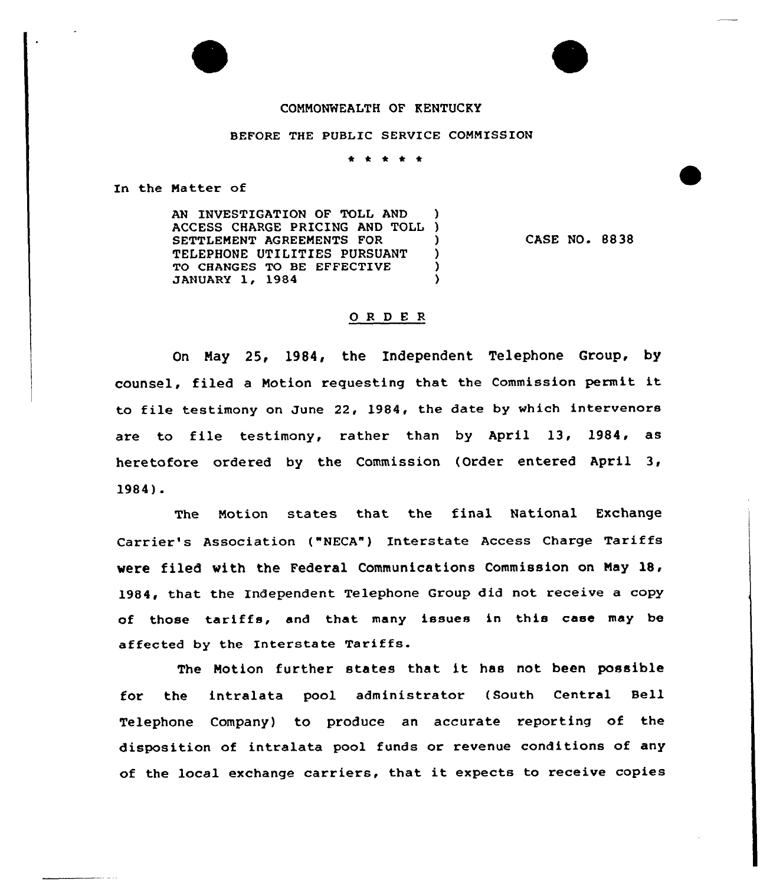COMMONWEALTH OF KENTUCKY

BEFORE THE PUBLIC SERVICE COMMISSION

\* \* \* \* \*

In the Matter of

AN INVESTIGATION OF TOLL AND ACCESS CHARGE PRICING AND TOLL SETTLEMENT AGREEMENTS FOR TELEPHONE UTILITIES PURSUANT TO CHANGES TO BE EFFECTIVE JANUARY 1, 1984 ) CASE NO. 8838

## O R D E R

On May 25, 1984, the Independent Telephone Group, by counsel, filed a Motion requesting that the Commission permit it to file testimony on June 22, 1984, the date by which intervenors are to file testimony, rather than by April 13, 1984, as heretofore ordered by the Commission (Order entered April 3, 1984).

The Motion states that the final National Exchange Carrier's Association ("NECA") Interstate Access Charge Tariffs were filed with the Federal Communications Commission on May 18, 1984, that the Independent Telephone Group did not receive a copy of those tariffs, and that many issues in this case may be affected by the Interstate Tariffs.

The Motion further states that it has not been possible for the intralata pool administrator (South Central Bell Telephone Company) to produce an accurate reporting of the disposition of intralata pool funds or revenue conditions of any of the local exchange carriers, that it expects to receive copies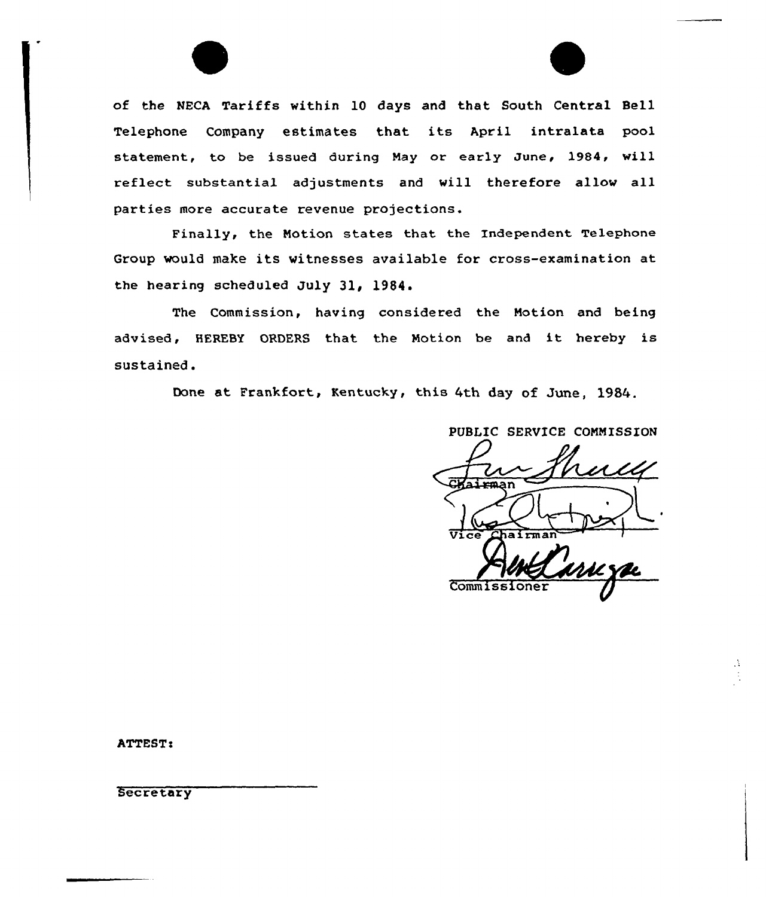of the NECA Tariffs within 10 days and that South Central Bell Telephone Company estimates that its April intralata pool statement, to be issued during May or early June, 1984, will reflect substantial adjustments and will therefore allow all parties more accurate revenue projections.

Finally, the Motion states that the Independent Telephone Group would make its witnesses available for cross-examination at the hearing scheduled July 31, 1984.

The Commission, having considered the Motion and being advised, HEREBY ORDERS that the Motion be and it hereby is sustained.

Done at Frankfort, Kentucky, this 4th day of June, 1984.

PUBLIC SERVICE COMMISSION

Chairman

Vice Chairman

Commissioner

ATTEST:

Secretary